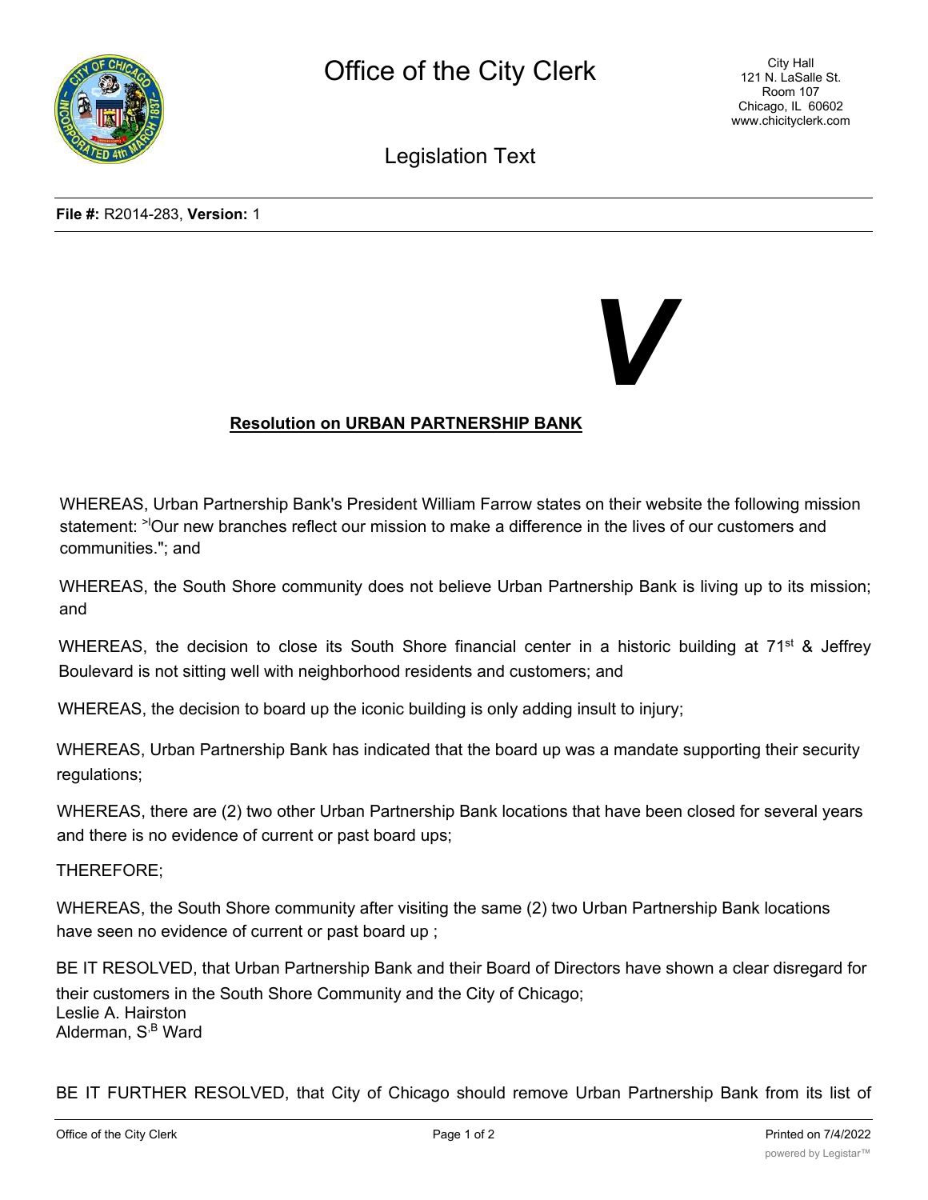File #: R2014-283, Version: 1

V

**Resolution on URBAN PARTNERSHIP BANK**

WHEREAS, Urban Partnership Bank's President William Farrow states on their website the following mission statement: >'Our new branches reflect our mission to make a difference in the lives of our customers and communities."; and

WHEREAS, the South Shore community does not believe Urban Partnership Bank is living up to its mission; and

WHEREAS, the decision to close its South Shore financial center in a historic building at 71st & Jeffrey Boulevard is not sitting well with neighborhood residents and customers; and

WHEREAS, the decision to board up the iconic building is only adding insult to injury;

WHEREAS, Urban Partnership Bank has indicated that the board up was a mandate supporting their security regulations;

WHEREAS, there are (2) two other Urban Partnership Bank locations that have been closed for several years and there is no evidence of current or past board ups;

THEREFORE;

WHEREAS, the South Shore community after visiting the same (2) two Urban Partnership Bank locations have seen no evidence of current or past board up ;

BE IT RESOLVED, that Urban Partnership Bank and their Board of Directors have shown a clear disregard for their customers in the South Shore Community and the City of Chicago;
Leslie A. Hairston
Alderman, S'B Ward

BE IT FURTHER RESOLVED, that City of Chicago should remove Urban Partnership Bank from its list of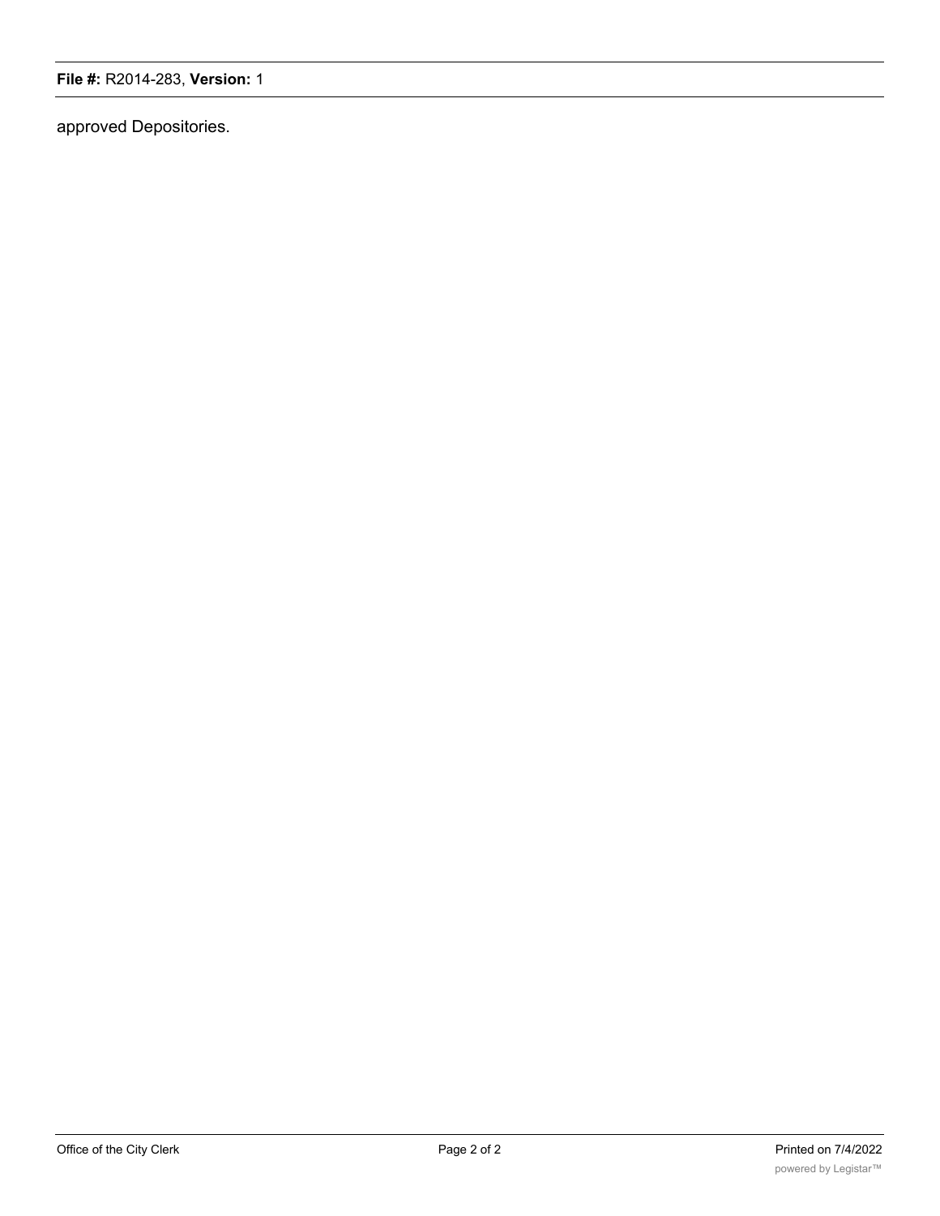approved Depositories.